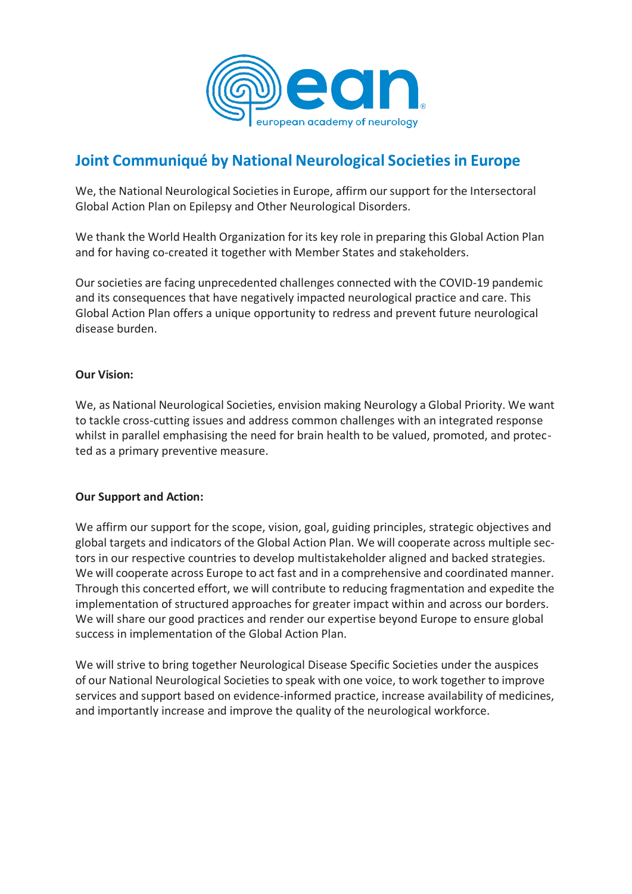# Joint Communiqué by National Neurological Societies in Europe

We, the National Neurological Societies in Europe, affirm our support for the Intersectoral Global Action Plan on Epilepsy and Other Neurological Disorders.

We thank the World Health Organization for its key role in preparing this Global Action Plan and for having co-created it together with Member States and stakeholders.

Our societies are facing unprecedented challenges connected with the COVID-19 pandemic and its consequences that have negatively impacted neurological practice and care. This Global Action Plan offers a unique opportunity to redress and prevent future neurological disease burden.

**Our Vision:**

We, as National Neurological Societies, envision making Neurology a Global Priority. We want to tackle cross-cutting issues and address common challenges with an integrated response whilst in parallel emphasising the need for brain health to be valued, promoted, and protected as a primary preventive measure.

**Our Support and Action:**

We affirm our support for the scope, vision, goal, guiding principles, strategic objectives and global targets and indicators of the Global Action Plan. We will cooperate across multiple sectors in our respective countries to develop multistakeholder aligned and backed strategies. We will cooperate across Europe to act fast and in a comprehensive and coordinated manner. Through this concerted effort, we will contribute to reducing fragmentation and expedite the implementation of structured approaches for greater impact within and across our borders. We will share our good practices and render our expertise beyond Europe to ensure global success in implementation of the Global Action Plan.

We will strive to bring together Neurological Disease Specific Societies under the auspices of our National Neurological Societies to speak with one voice, to work together to improve services and support based on evidence-informed practice, increase availability of medicines, and importantly increase and improve the quality of the neurological workforce.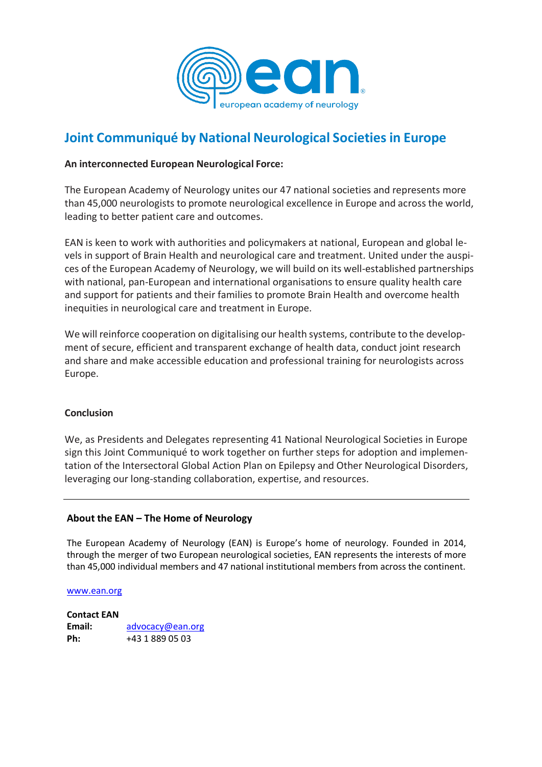# Joint Communiqué by National Neurological Societies in Europe

**An interconnected European Neurological Force:**

The European Academy of Neurology unites our 47 national societies and represents more than 45,000 neurologists to promote neurological excellence in Europe and across the world, leading to better patient care and outcomes.

EAN is keen to work with authorities and policymakers at national, European and global levels in support of Brain Health and neurological care and treatment. United under the auspices of the European Academy of Neurology, we will build on its well-established partnerships with national, pan-European and international organisations to ensure quality health care and support for patients and their families to promote Brain Health and overcome health inequities in neurological care and treatment in Europe.

We will reinforce cooperation on digitalising our health systems, contribute to the development of secure, efficient and transparent exchange of health data, conduct joint research and share and make accessible education and professional training for neurologists across Europe.

**Conclusion**

We, as Presidents and Delegates representing 41 National Neurological Societies in Europe sign this Joint Communiqué to work together on further steps for adoption and implementation of the Intersectoral Global Action Plan on Epilepsy and Other Neurological Disorders, leveraging our long-standing collaboration, expertise, and resources.

---

**About the EAN – The Home of Neurology**

The European Academy of Neurology (EAN) is Europe's home of neurology. Founded in 2014, through the merger of two European neurological societies, EAN represents the interests of more than 45,000 individual members and 47 national institutional members from across the continent.

www.ean.org

**Contact EAN**
**Email:** advocacy@ean.org
**Ph:** +43 1 889 05 03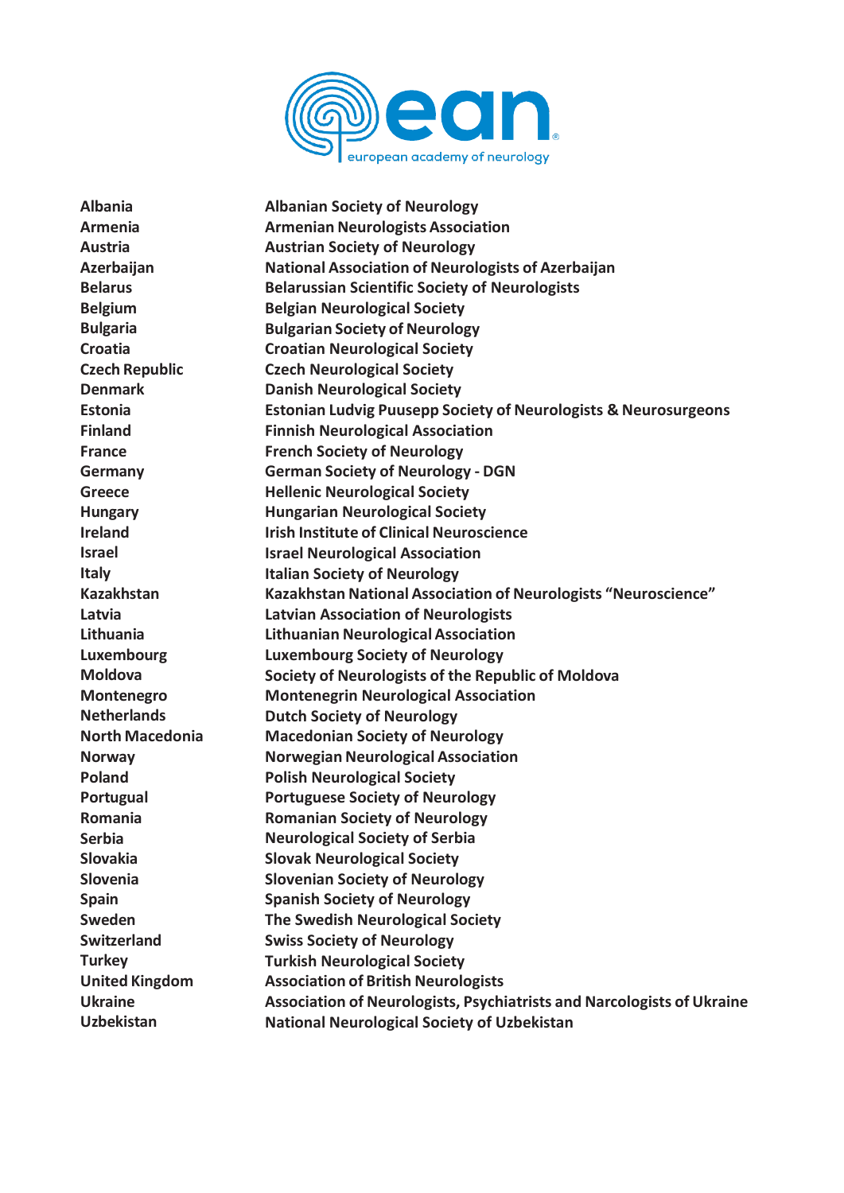european academy of neurology

| | |
|---|---|
| **Albania** | **Albanian Society of Neurology** |
| **Armenia** | **Armenian Neurologists Association** |
| **Austria** | **Austrian Society of Neurology** |
| **Azerbaijan** | **National Association of Neurologists of Azerbaijan** |
| **Belarus** | **Belarussian Scientific Society of Neurologists** |
| **Belgium** | **Belgian Neurological Society** |
| **Bulgaria** | **Bulgarian Society of Neurology** |
| **Croatia** | **Croatian Neurological Society** |
| **Czech Republic** | **Czech Neurological Society** |
| **Denmark** | **Danish Neurological Society** |
| **Estonia** | **Estonian Ludvig Puusepp Society of Neurologists & Neurosurgeons** |
| **Finland** | **Finnish Neurological Association** |
| **France** | **French Society of Neurology** |
| **Germany** | **German Society of Neurology - DGN** |
| **Greece** | **Hellenic Neurological Society** |
| **Hungary** | **Hungarian Neurological Society** |
| **Ireland** | **Irish Institute of Clinical Neuroscience** |
| **Israel** | **Israel Neurological Association** |
| **Italy** | **Italian Society of Neurology** |
| **Kazakhstan** | **Kazakhstan National Association of Neurologists "Neuroscience"** |
| **Latvia** | **Latvian Association of Neurologists** |
| **Lithuania** | **Lithuanian Neurological Association** |
| **Luxembourg** | **Luxembourg Society of Neurology** |
| **Moldova** | **Society of Neurologists of the Republic of Moldova** |
| **Montenegro** | **Montenegrin Neurological Association** |
| **Netherlands** | **Dutch Society of Neurology** |
| **North Macedonia** | **Macedonian Society of Neurology** |
| **Norway** | **Norwegian Neurological Association** |
| **Poland** | **Polish Neurological Society** |
| **Portugal** | **Portuguese Society of Neurology** |
| **Romania** | **Romanian Society of Neurology** |
| **Serbia** | **Neurological Society of Serbia** |
| **Slovakia** | **Slovak Neurological Society** |
| **Slovenia** | **Slovenian Society of Neurology** |
| **Spain** | **Spanish Society of Neurology** |
| **Sweden** | **The Swedish Neurological Society** |
| **Switzerland** | **Swiss Society of Neurology** |
| **Turkey** | **Turkish Neurological Society** |
| **United Kingdom** | **Association of British Neurologists** |
| **Ukraine** | **Association of Neurologists, Psychiatrists and Narcologists of Ukraine** |
| **Uzbekistan** | **National Neurological Society of Uzbekistan** |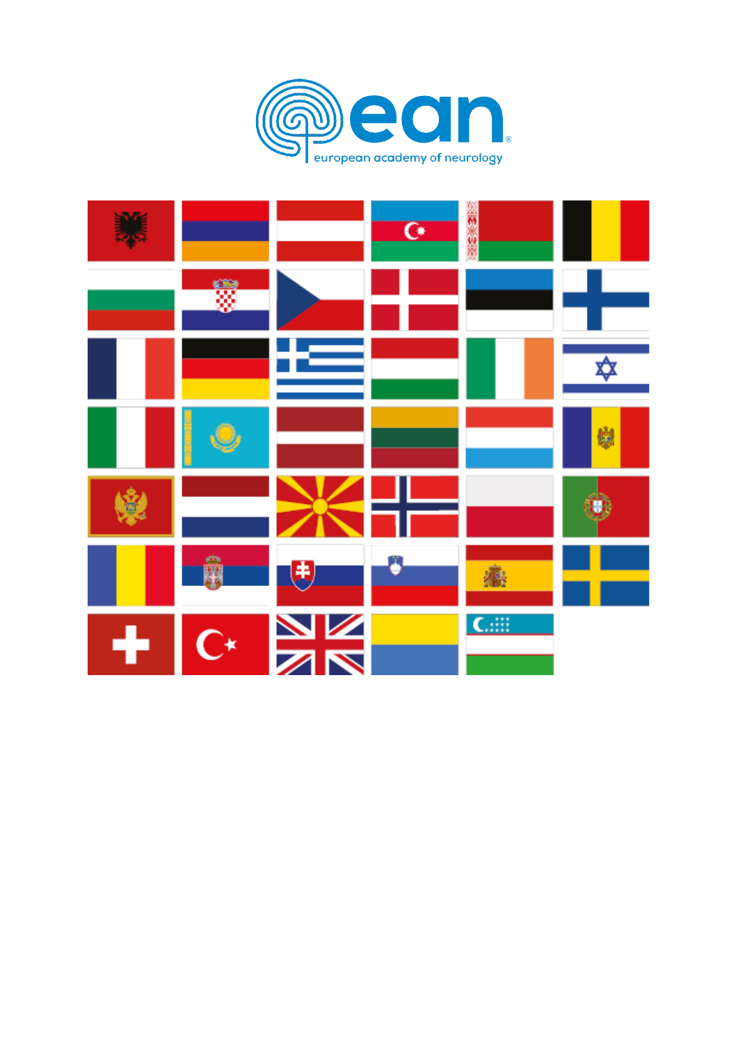ean

european academy of neurology